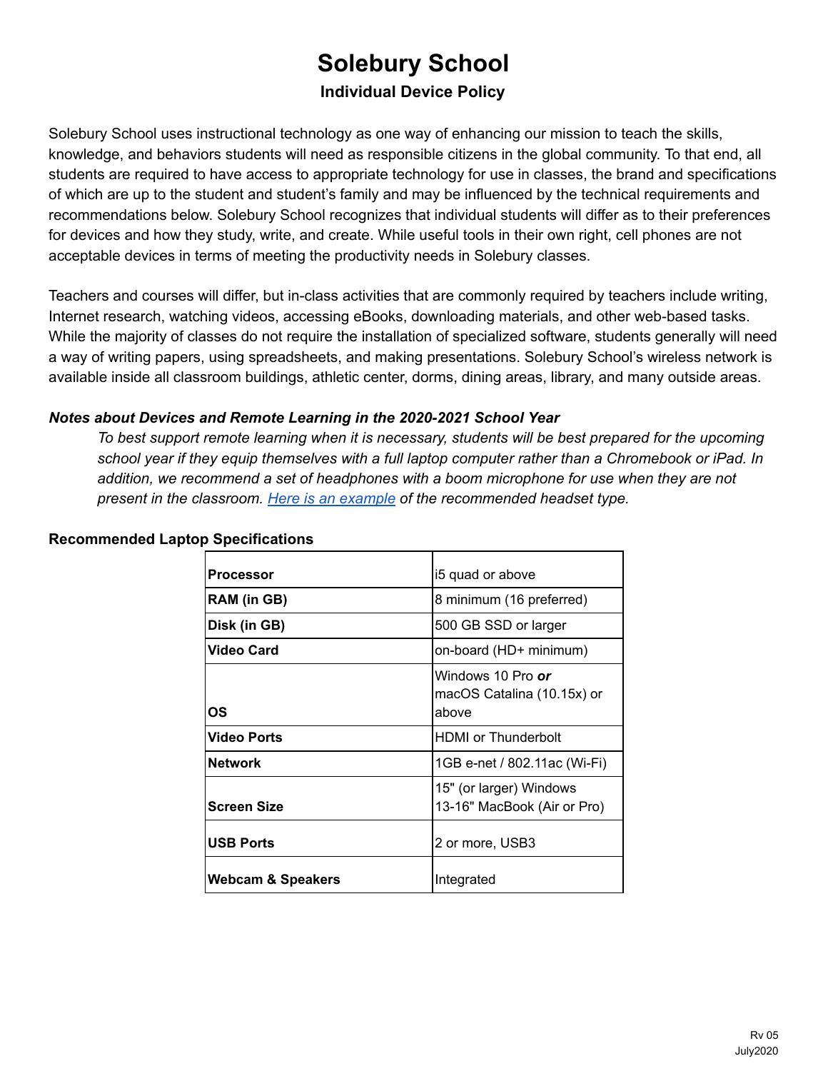# Solebury School

## Individual Device Policy

Solebury School uses instructional technology as one way of enhancing our mission to teach the skills, knowledge, and behaviors students will need as responsible citizens in the global community. To that end, all students are required to have access to appropriate technology for use in classes, the brand and specifications of which are up to the student and student's family and may be influenced by the technical requirements and recommendations below. Solebury School recognizes that individual students will differ as to their preferences for devices and how they study, write, and create. While useful tools in their own right, cell phones are not acceptable devices in terms of meeting the productivity needs in Solebury classes.

Teachers and courses will differ, but in-class activities that are commonly required by teachers include writing, Internet research, watching videos, accessing eBooks, downloading materials, and other web-based tasks. While the majority of classes do not require the installation of specialized software, students generally will need a way of writing papers, using spreadsheets, and making presentations. Solebury School's wireless network is available inside all classroom buildings, athletic center, dorms, dining areas, library, and many outside areas.

### *Notes about Devices and Remote Learning in the 2020-2021 School Year*

*To best support remote learning when it is necessary, students will be best prepared for the upcoming school year if they equip themselves with a full laptop computer rather than a Chromebook or iPad. In addition, we recommend a set of headphones with a boom microphone for use when they are not present in the classroom. Here is an example of the recommended headset type.*

### Recommended Laptop Specifications

| **Processor** | i5 quad or above |
|---|---|
| **RAM (in GB)** | 8 minimum (16 preferred) |
| **Disk (in GB)** | 500 GB SSD or larger |
| **Video Card** | on-board (HD+ minimum) |
| **OS** | Windows 10 Pro ***or*** macOS Catalina (10.15x) or above |
| **Video Ports** | HDMI or Thunderbolt |
| **Network** | 1GB e-net / 802.11ac (Wi-Fi) |
| **Screen Size** | 15" (or larger) Windows 13-16" MacBook (Air or Pro) |
| **USB Ports** | 2 or more, USB3 |
| **Webcam & Speakers** | Integrated |

Rv 05
July2020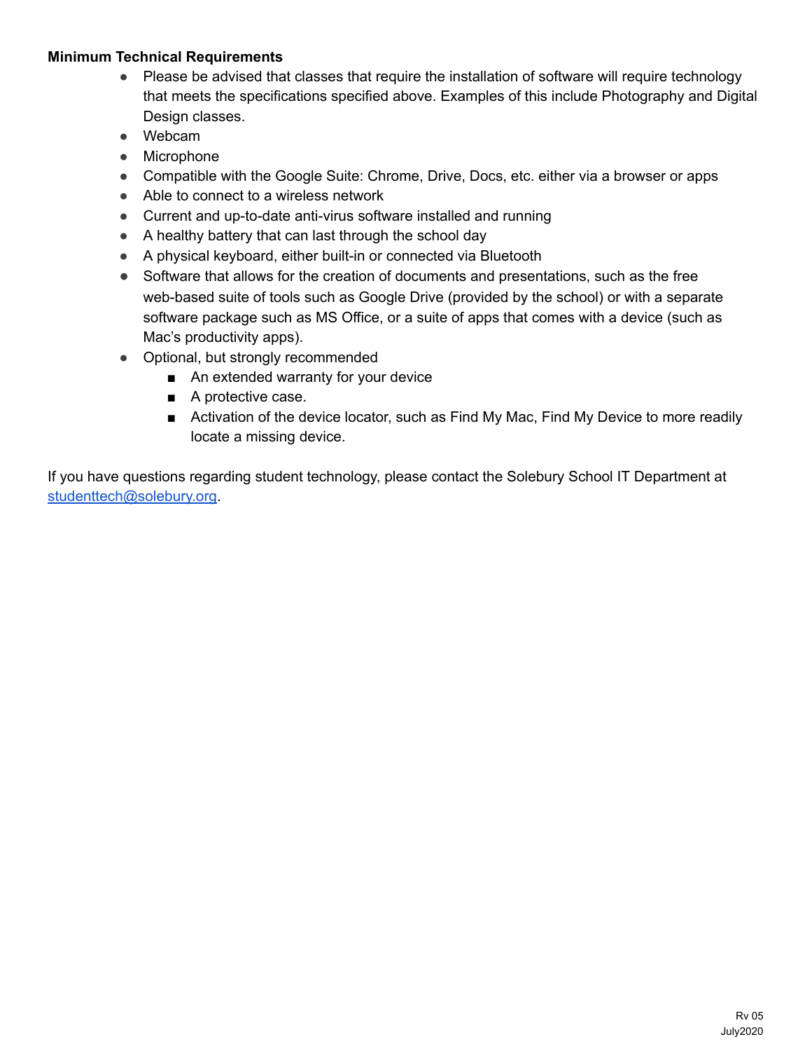**Minimum Technical Requirements**

- Please be advised that classes that require the installation of software will require technology that meets the specifications specified above. Examples of this include Photography and Digital Design classes.
- Webcam
- Microphone
- Compatible with the Google Suite: Chrome, Drive, Docs, etc. either via a browser or apps
- Able to connect to a wireless network
- Current and up-to-date anti-virus software installed and running
- A healthy battery that can last through the school day
- A physical keyboard, either built-in or connected via Bluetooth
- Software that allows for the creation of documents and presentations, such as the free web-based suite of tools such as Google Drive (provided by the school) or with a separate software package such as MS Office, or a suite of apps that comes with a device (such as Mac's productivity apps).
- Optional, but strongly recommended
  - An extended warranty for your device
  - A protective case.
  - Activation of the device locator, such as Find My Mac, Find My Device to more readily locate a missing device.

If you have questions regarding student technology, please contact the Solebury School IT Department at studenttech@solebury.org.

Rv 05
July2020